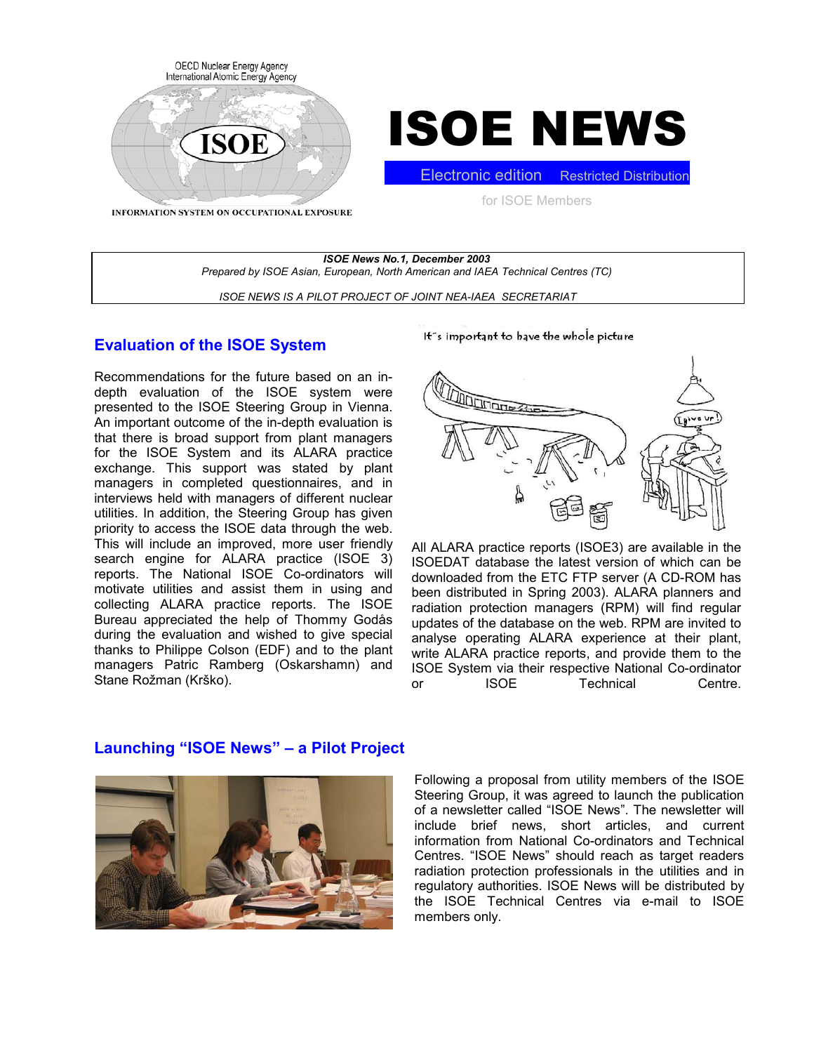OECD Nuclear Energy Agency
International Atomic Energy Agency

ISOE

INFORMATION SYSTEM ON OCCUPATIONAL EXPOSURE

# ISOE NEWS

Electronic edition Restricted Distribution

for ISOE Members

***ISOE News No.1, December 2003***

*Prepared by ISOE Asian, European, North American and IAEA Technical Centres (TC)*

*ISOE NEWS IS A PILOT PROJECT OF JOINT NEA-IAEA SECRETARIAT*

## Evaluation of the ISOE System

Recommendations for the future based on an in-depth evaluation of the ISOE system were presented to the ISOE Steering Group in Vienna. An important outcome of the in-depth evaluation is that there is broad support from plant managers for the ISOE System and its ALARA practice exchange. This support was stated by plant managers in completed questionnaires, and in interviews held with managers of different nuclear utilities. In addition, the Steering Group has given priority to access the ISOE data through the web. This will include an improved, more user friendly search engine for ALARA practice (ISOE 3) reports. The National ISOE Co-ordinators will motivate utilities and assist them in using and collecting ALARA practice reports. The ISOE Bureau appreciated the help of Thommy Godås during the evaluation and wished to give special thanks to Philippe Colson (EDF) and to the plant managers Patric Ramberg (Oskarshamn) and Stane Rožman (Krško).

It's important to have the whole picture

All ALARA practice reports (ISOE3) are available in the ISOEDAT database the latest version of which can be downloaded from the ETC FTP server (A CD-ROM has been distributed in Spring 2003). ALARA planners and radiation protection managers (RPM) will find regular updates of the database on the web. RPM are invited to analyse operating ALARA experience at their plant, write ALARA practice reports, and provide them to the ISOE System via their respective National Co-ordinator or ISOE Technical Centre.

## Launching “ISOE News” – a Pilot Project

Following a proposal from utility members of the ISOE Steering Group, it was agreed to launch the publication of a newsletter called “ISOE News”. The newsletter will include brief news, short articles, and current information from National Co-ordinators and Technical Centres. “ISOE News” should reach as target readers radiation protection professionals in the utilities and in regulatory authorities. ISOE News will be distributed by the ISOE Technical Centres via e-mail to ISOE members only.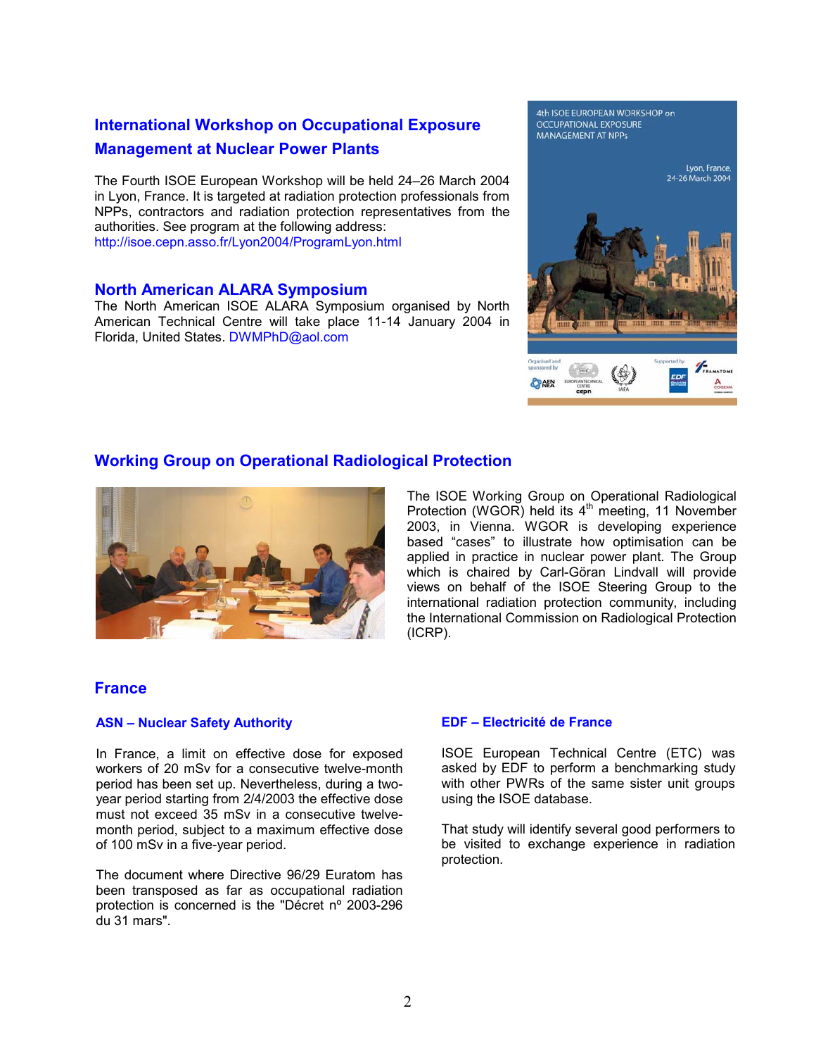## International Workshop on Occupational Exposure Management at Nuclear Power Plants

The Fourth ISOE European Workshop will be held 24–26 March 2004 in Lyon, France. It is targeted at radiation protection professionals from NPPs, contractors and radiation protection representatives from the authorities. See program at the following address: http://isoe.cepn.asso.fr/Lyon2004/ProgramLyon.html

## North American ALARA Symposium

The North American ISOE ALARA Symposium organised by North American Technical Centre will take place 11-14 January 2004 in Florida, United States. DWMPhD@aol.com

## Working Group on Operational Radiological Protection

The ISOE Working Group on Operational Radiological Protection (WGOR) held its 4th meeting, 11 November 2003, in Vienna. WGOR is developing experience based "cases" to illustrate how optimisation can be applied in practice in nuclear power plant. The Group which is chaired by Carl-Göran Lindvall will provide views on behalf of the ISOE Steering Group to the international radiation protection community, including the International Commission on Radiological Protection (ICRP).

## France

### ASN – Nuclear Safety Authority

In France, a limit on effective dose for exposed workers of 20 mSv for a consecutive twelve-month period has been set up. Nevertheless, during a two-year period starting from 2/4/2003 the effective dose must not exceed 35 mSv in a consecutive twelve-month period, subject to a maximum effective dose of 100 mSv in a five-year period.

The document where Directive 96/29 Euratom has been transposed as far as occupational radiation protection is concerned is the "Décret nº 2003-296 du 31 mars".

### EDF – Electricité de France

ISOE European Technical Centre (ETC) was asked by EDF to perform a benchmarking study with other PWRs of the same sister unit groups using the ISOE database.

That study will identify several good performers to be visited to exchange experience in radiation protection.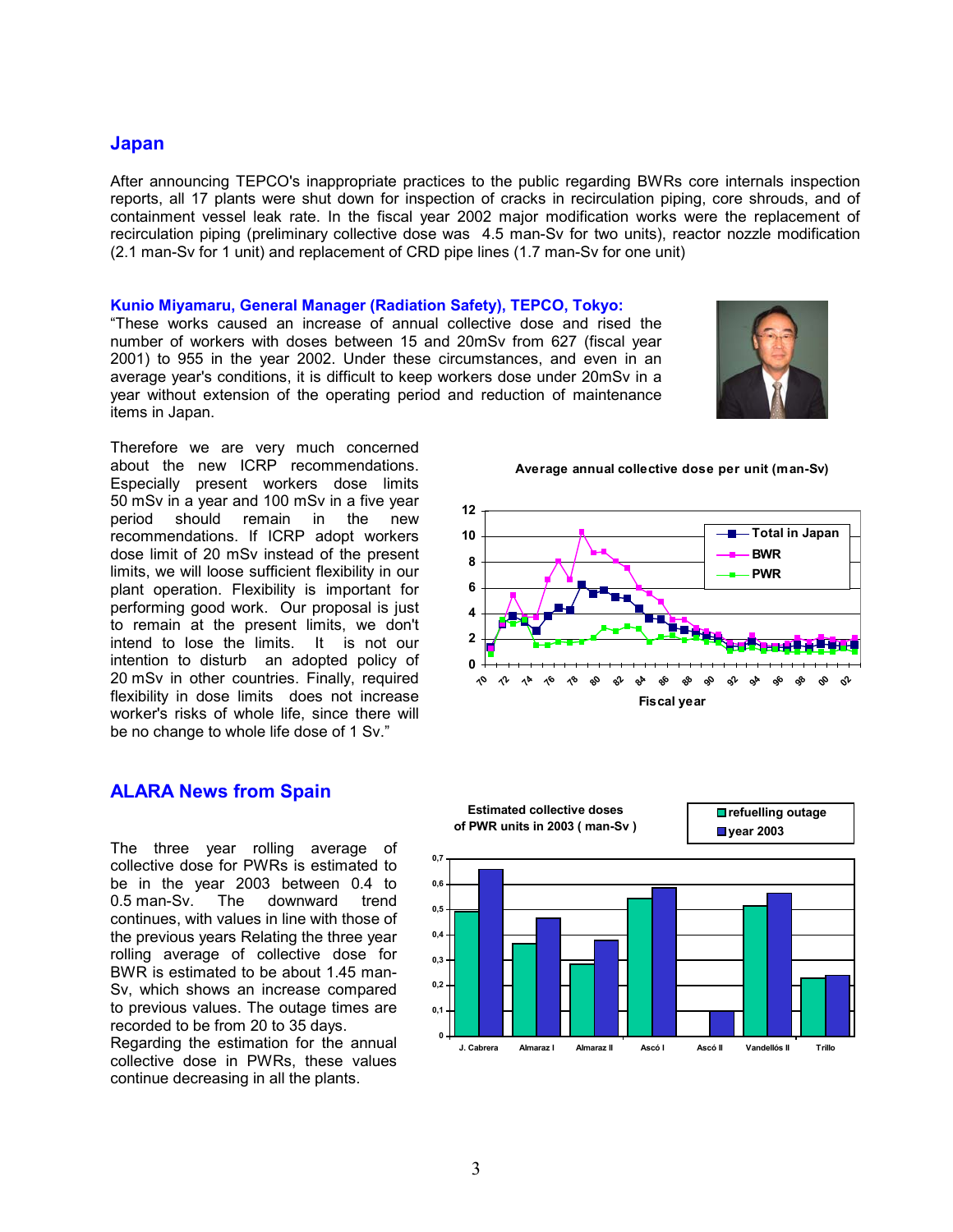## Japan

After announcing TEPCO's inappropriate practices to the public regarding BWRs core internals inspection reports, all 17 plants were shut down for inspection of cracks in recirculation piping, core shrouds, and of containment vessel leak rate. In the fiscal year 2002 major modification works were the replacement of recirculation piping (preliminary collective dose was 4.5 man-Sv for two units), reactor nozzle modification (2.1 man-Sv for 1 unit) and replacement of CRD pipe lines (1.7 man-Sv for one unit)

### Kunio Miyamaru, General Manager (Radiation Safety), TEPCO, Tokyo:

"These works caused an increase of annual collective dose and rised the number of workers with doses between 15 and 20mSv from 627 (fiscal year 2001) to 955 in the year 2002. Under these circumstances, and even in an average year's conditions, it is difficult to keep workers dose under 20mSv in a year without extension of the operating period and reduction of maintenance items in Japan.

Therefore we are very much concerned about the new ICRP recommendations. Especially present workers dose limits 50 mSv in a year and 100 mSv in a five year period should remain in the new recommendations. If ICRP adopt new workers dose limit of 20 mSv instead of the present limits, we will loose sufficient flexibility in our plant operation. Flexibility is important for performing good work. Our proposal is just to remain at the present limits, we don't intend to lose the limits. It is not our intention to disturb an adopted policy of 20 mSv in other countries. Finally, required flexibility in dose limits does not increase worker's risks of whole life, since there will be no change to whole life dose of 1 Sv."

**Average annual collective dose per unit (man-Sv)**

## ALARA News from Spain

The three year rolling average of collective dose for PWRs is estimated to be in the year 2003 between 0.4 to 0.5 man-Sv. The downward trend continues, with values in line with those of the previous years Relating the three year rolling average of collective dose for BWR is estimated to be about 1.45 man-Sv, which shows an increase compared to previous values. The outage times are recorded to be from 20 to 35 days.

Regarding the estimation for the annual collective dose in PWRs, these values continue decreasing in all the plants.

**Estimated collective doses of PWR units in 2003 ( man-Sv )**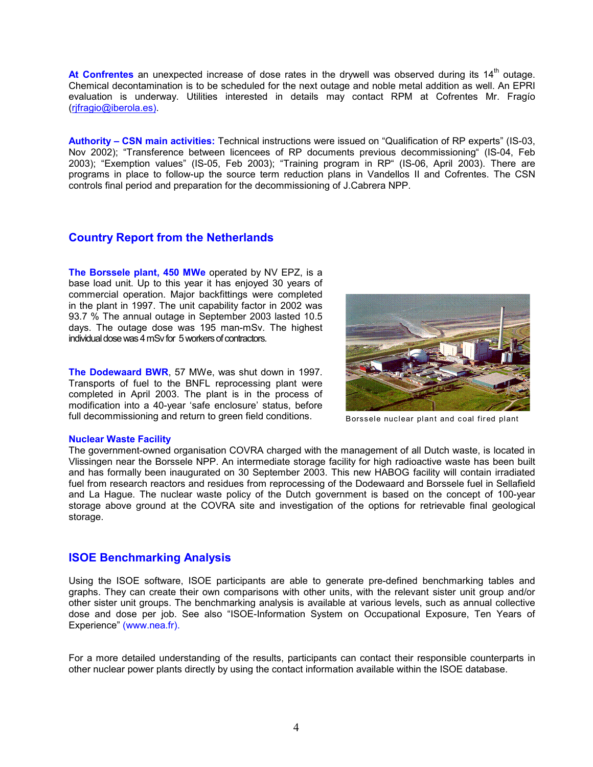**At Confrentes** an unexpected increase of dose rates in the drywell was observed during its 14th outage. Chemical decontamination is to be scheduled for the next outage and noble metal addition as well. An EPRI evaluation is underway. Utilities interested in details may contact RPM at Cofrentes Mr. Fragío (rjfragio@iberola.es).

**Authority – CSN main activities:** Technical instructions were issued on "Qualification of RP experts" (IS-03, Nov 2002); "Transference between licencees of RP documents previous decommissioning" (IS-04, Feb 2003); "Exemption values" (IS-05, Feb 2003); "Training program in RP" (IS-06, April 2003). There are programs in place to follow-up the source term reduction plans in Vandellos II and Cofrentes. The CSN controls final period and preparation for the decommissioning of J.Cabrera NPP.

## Country Report from the Netherlands

**The Borssele plant, 450 MWe** operated by NV EPZ, is a base load unit. Up to this year it has enjoyed 30 years of commercial operation. Major backfittings were completed in the plant in 1997. The unit capability factor in 2002 was 93.7 % The annual outage in September 2003 lasted 10.5 days. The outage dose was 195 man-mSv. The highest individual dose was 4 mSv for 5 workers of contractors.

**The Dodewaard BWR**, 57 MWe, was shut down in 1997. Transports of fuel to the BNFL reprocessing plant were completed in April 2003. The plant is in the process of modification into a 40-year 'safe enclosure' status, before full decommissioning and return to green field conditions.

Borssele nuclear plant and coal fired plant

**Nuclear Waste Facility**

The government-owned organisation COVRA charged with the management of all Dutch waste, is located in Vlissingen near the Borssele NPP. An intermediate storage facility for high radioactive waste has been built and has formally been inaugurated on 30 September 2003. This new HABOG facility will contain irradiated fuel from research reactors and residues from reprocessing of the Dodewaard and Borssele fuel in Sellafield and La Hague. The nuclear waste policy of the Dutch government is based on the concept of 100-year storage above ground at the COVRA site and investigation of the options for retrievable final geological storage.

## ISOE Benchmarking Analysis

Using the ISOE software, ISOE participants are able to generate pre-defined benchmarking tables and graphs. They can create their own comparisons with other units, with the relevant sister unit group and/or other sister unit groups. The benchmarking analysis is available at various levels, such as annual collective dose and dose per job. See also "ISOE-Information System on Occupational Exposure, Ten Years of Experience" (www.nea.fr).

For a more detailed understanding of the results, participants can contact their responsible counterparts in other nuclear power plants directly by using the contact information available within the ISOE database.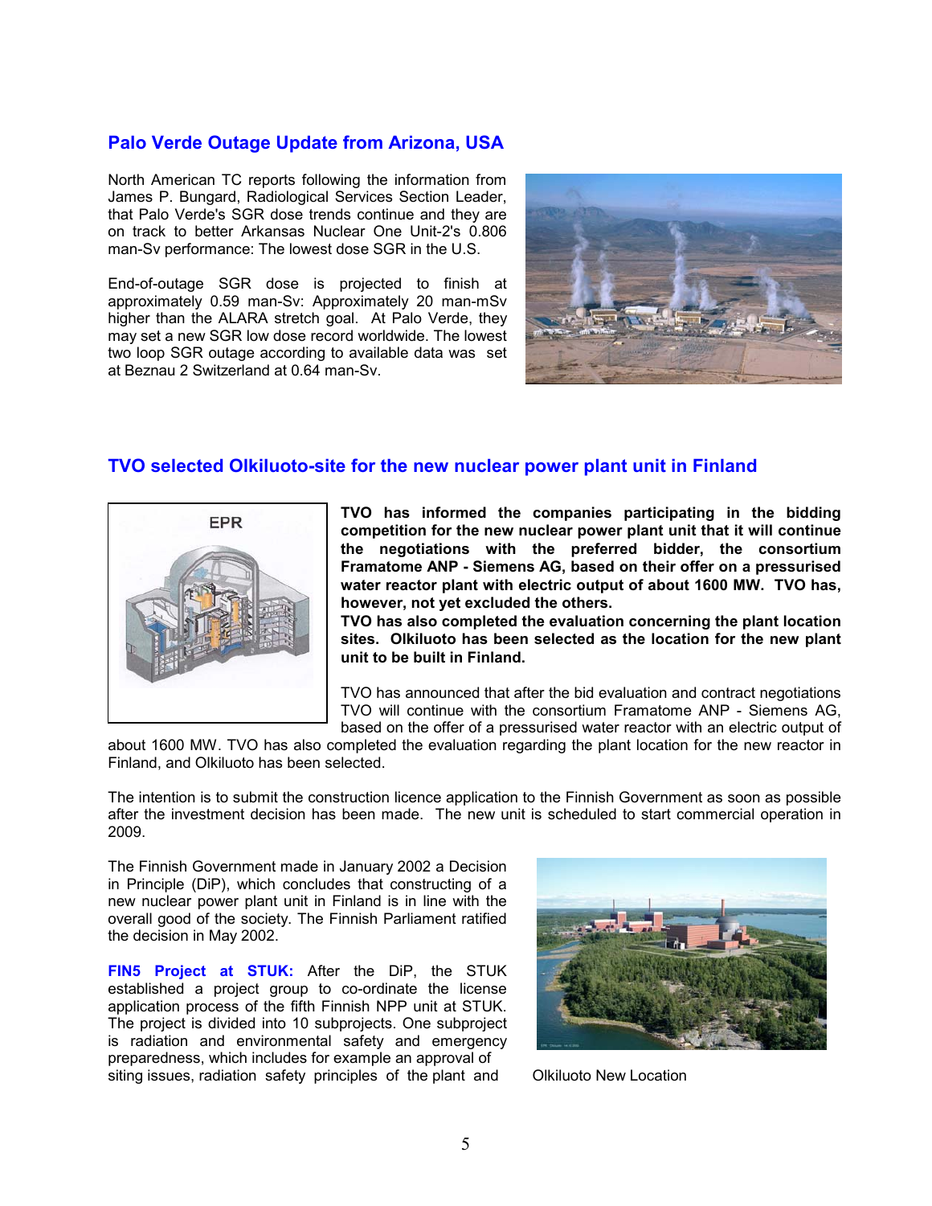## Palo Verde Outage Update from Arizona, USA

North American TC reports following the information from James P. Bungard, Radiological Services Section Leader, that Palo Verde's SGR dose trends continue and they are on track to better Arkansas Nuclear One Unit-2's 0.806 man-Sv performance: The lowest dose SGR in the U.S.

End-of-outage SGR dose is projected to finish at approximately 0.59 man-Sv: Approximately 20 man-mSv higher than the ALARA stretch goal. At Palo Verde, they may set a new SGR low dose record worldwide. The lowest two loop SGR outage according to available data was set at Beznau 2 Switzerland at 0.64 man-Sv.

## TVO selected Olkiluoto-site for the new nuclear power plant unit in Finland

EPR

**TVO has informed the companies participating in the bidding competition for the new nuclear power plant unit that it will continue the negotiations with the preferred bidder, the consortium Framatome ANP - Siemens AG, based on their offer on a pressurised water reactor plant with electric output of about 1600 MW. TVO has, however, not yet excluded the others.**

**TVO has also completed the evaluation concerning the plant location sites. Olkiluoto has been selected as the location for the new plant unit to be built in Finland.**

TVO has announced that after the bid evaluation and contract negotiations TVO will continue with the consortium Framatome ANP - Siemens AG, based on the offer of a pressurised water reactor with an electric output of about 1600 MW. TVO has also completed the evaluation regarding the plant location for the new reactor in Finland, and Olkiluoto has been selected.

The intention is to submit the construction licence application to the Finnish Government as soon as possible after the investment decision has been made. The new unit is scheduled to start commercial operation in 2009.

The Finnish Government made in January 2002 a Decision in Principle (DiP), which concludes that constructing of a new nuclear power plant unit in Finland is in line with the overall good of the society. The Finnish Parliament ratified the decision in May 2002.

**FIN5 Project at STUK:** After the DiP, the STUK established a project group to co-ordinate the license application process of the fifth Finnish NPP unit at STUK. The project is divided into 10 subprojects. One subproject is radiation and environmental safety and emergency preparedness, which includes for example an approval of siting issues, radiation safety principles of the plant and

Olkiluoto New Location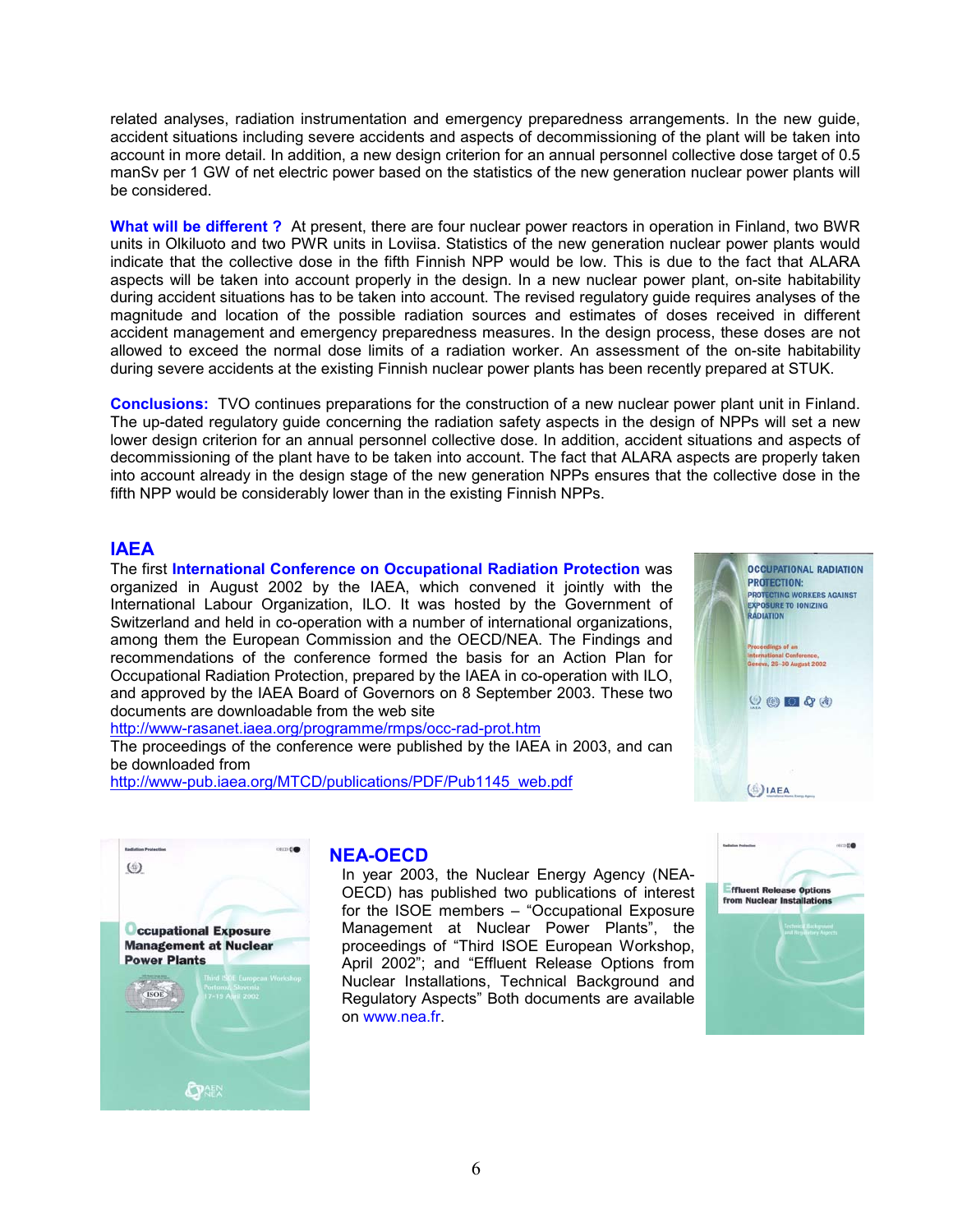related analyses, radiation instrumentation and emergency preparedness arrangements. In the new guide, accident situations including severe accidents and aspects of decommissioning of the plant will be taken into account in more detail. In addition, a new design criterion for an annual personnel collective dose target of 0.5 manSv per 1 GW of net electric power based on the statistics of the new generation nuclear power plants will be considered.

**What will be different ?** At present, there are four nuclear power reactors in operation in Finland, two BWR units in Olkiluoto and two PWR units in Loviisa. Statistics of the new generation nuclear power plants would indicate that the collective dose in the fifth Finnish NPP would be low. This is due to the fact that ALARA aspects will be taken into account properly in the design. In a new nuclear power plant, on-site habitability during accident situations has to be taken into account. The revised regulatory guide requires analyses of the magnitude and location of the possible radiation sources and estimates of doses received in different accident management and emergency preparedness measures. In the design process, these doses are not allowed to exceed the normal dose limits of a radiation worker. An assessment of the on-site habitability during severe accidents at the existing Finnish nuclear power plants has been recently prepared at STUK.

**Conclusions:** TVO continues preparations for the construction of a new nuclear power plant unit in Finland. The up-dated regulatory guide concerning the radiation safety aspects in the design of NPPs will set a new lower design criterion for an annual personnel collective dose. In addition, accident situations and aspects of decommissioning of the plant have to be taken into account. The fact that ALARA aspects are properly taken into account already in the design stage of the new generation NPPs ensures that the collective dose in the fifth NPP would be considerably lower than in the existing Finnish NPPs.

## IAEA

The first **International Conference on Occupational Radiation Protection** was organized in August 2002 by the IAEA, which convened it jointly with the International Labour Organization, ILO. It was hosted by the Government of Switzerland and held in co-operation with a number of international organizations, among them the European Commission and the OECD/NEA. The Findings and recommendations of the conference formed the basis for an Action Plan for Occupational Radiation Protection, prepared by the IAEA in co-operation with ILO, and approved by the IAEA Board of Governors on 8 September 2003. These two documents are downloadable from the web site
http://www-rasanet.iaea.org/programme/rmps/occ-rad-prot.htm
The proceedings of the conference were published by the IAEA in 2003, and can be downloaded from
http://www-pub.iaea.org/MTCD/publications/PDF/Pub1145_web.pdf

## NEA-OECD

In year 2003, the Nuclear Energy Agency (NEA-OECD) has published two publications of interest for the ISOE members – "Occupational Exposure Management at Nuclear Power Plants", the proceedings of "Third ISOE European Workshop, April 2002"; and "Effluent Release Options from Nuclear Installations, Technical Background and Regulatory Aspects" Both documents are available on www.nea.fr.